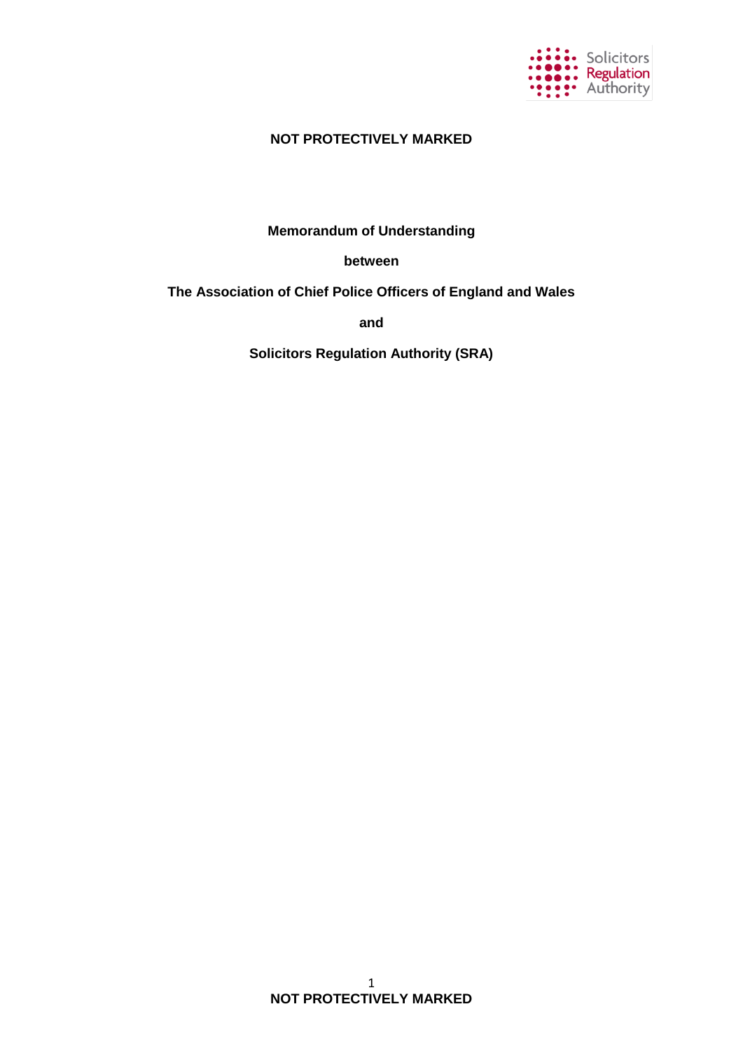**NOT PROTECTIVELY MARKED**

# Memorandum of Understanding

**between**

**The Association of Chief Police Officers of England and Wales**

**and**

**Solicitors Regulation Authority (SRA)**

**NOT PROTECTIVELY MARKED**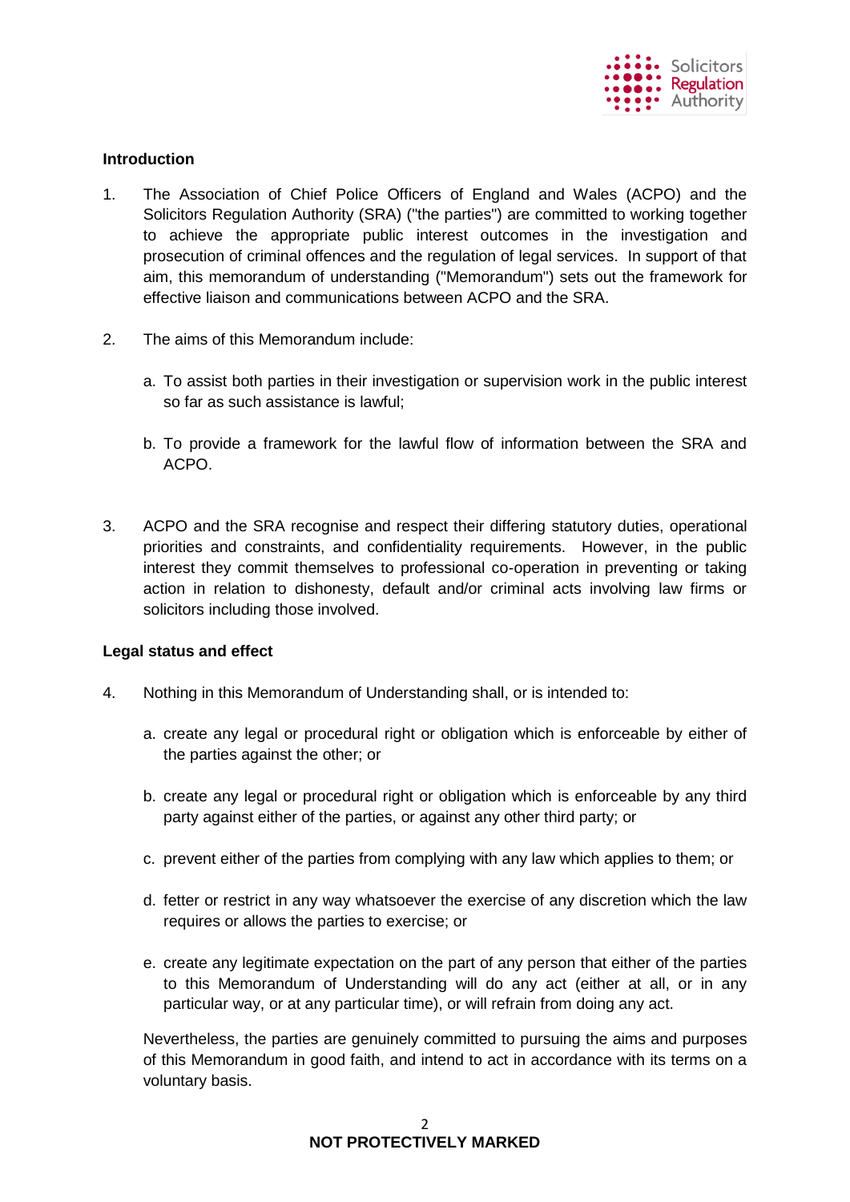**Introduction**

1. The Association of Chief Police Officers of England and Wales (ACPO) and the Solicitors Regulation Authority (SRA) ("the parties") are committed to working together to achieve the appropriate public interest outcomes in the investigation and prosecution of criminal offences and the regulation of legal services. In support of that aim, this memorandum of understanding ("Memorandum") sets out the framework for effective liaison and communications between ACPO and the SRA.

2. The aims of this Memorandum include:

   a. To assist both parties in their investigation or supervision work in the public interest so far as such assistance is lawful;

   b. To provide a framework for the lawful flow of information between the SRA and ACPO.

3. ACPO and the SRA recognise and respect their differing statutory duties, operational priorities and constraints, and confidentiality requirements. However, in the public interest they commit themselves to professional co-operation in preventing or taking action in relation to dishonesty, default and/or criminal acts involving law firms or solicitors including those involved.

**Legal status and effect**

4. Nothing in this Memorandum of Understanding shall, or is intended to:

   a. create any legal or procedural right or obligation which is enforceable by either of the parties against the other; or

   b. create any legal or procedural right or obligation which is enforceable by any third party against either of the parties, or against any other third party; or

   c. prevent either of the parties from complying with any law which applies to them; or

   d. fetter or restrict in any way whatsoever the exercise of any discretion which the law requires or allows the parties to exercise; or

   e. create any legitimate expectation on the part of any person that either of the parties to this Memorandum of Understanding will do any act (either at all, or in any particular way, or at any particular time), or will refrain from doing any act.

   Nevertheless, the parties are genuinely committed to pursuing the aims and purposes of this Memorandum in good faith, and intend to act in accordance with its terms on a voluntary basis.

**NOT PROTECTIVELY MARKED**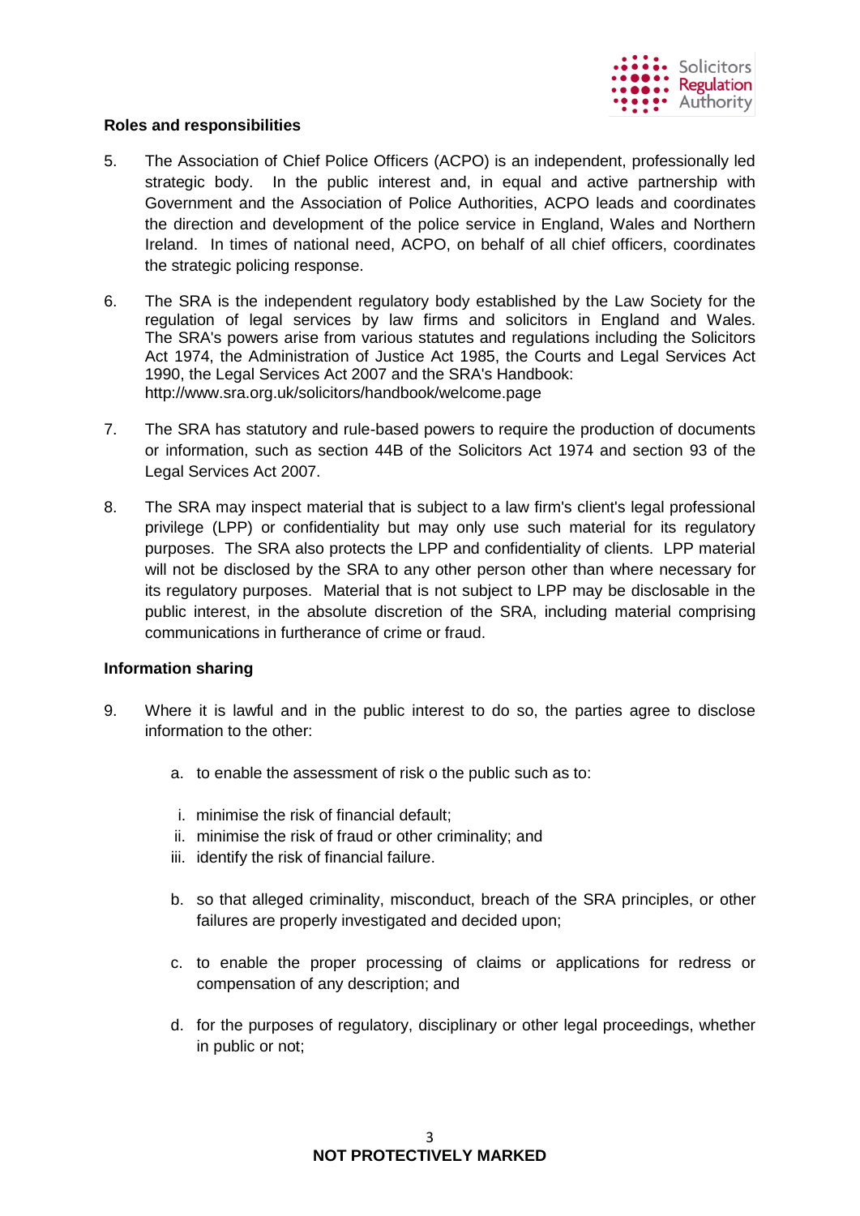**Roles and responsibilities**

5. The Association of Chief Police Officers (ACPO) is an independent, professionally led strategic body. In the public interest and, in equal and active partnership with Government and the Association of Police Authorities, ACPO leads and coordinates the direction and development of the police service in England, Wales and Northern Ireland. In times of national need, ACPO, on behalf of all chief officers, coordinates the strategic policing response.

6. The SRA is the independent regulatory body established by the Law Society for the regulation of legal services by law firms and solicitors in England and Wales. The SRA's powers arise from various statutes and regulations including the Solicitors Act 1974, the Administration of Justice Act 1985, the Courts and Legal Services Act 1990, the Legal Services Act 2007 and the SRA's Handbook: http://www.sra.org.uk/solicitors/handbook/welcome.page

7. The SRA has statutory and rule-based powers to require the production of documents or information, such as section 44B of the Solicitors Act 1974 and section 93 of the Legal Services Act 2007.

8. The SRA may inspect material that is subject to a law firm's client's legal professional privilege (LPP) or confidentiality but may only use such material for its regulatory purposes. The SRA also protects the LPP and confidentiality of clients. LPP material will not be disclosed by the SRA to any other person other than where necessary for its regulatory purposes. Material that is not subject to LPP may be disclosable in the public interest, in the absolute discretion of the SRA, including material comprising communications in furtherance of crime or fraud.

**Information sharing**

9. Where it is lawful and in the public interest to do so, the parties agree to disclose information to the other:

   a. to enable the assessment of risk o the public such as to:

      i. minimise the risk of financial default;
      ii. minimise the risk of fraud or other criminality; and
      iii. identify the risk of financial failure.

   b. so that alleged criminality, misconduct, breach of the SRA principles, or other failures are properly investigated and decided upon;

   c. to enable the proper processing of claims or applications for redress or compensation of any description; and

   d. for the purposes of regulatory, disciplinary or other legal proceedings, whether in public or not;

**NOT PROTECTIVELY MARKED**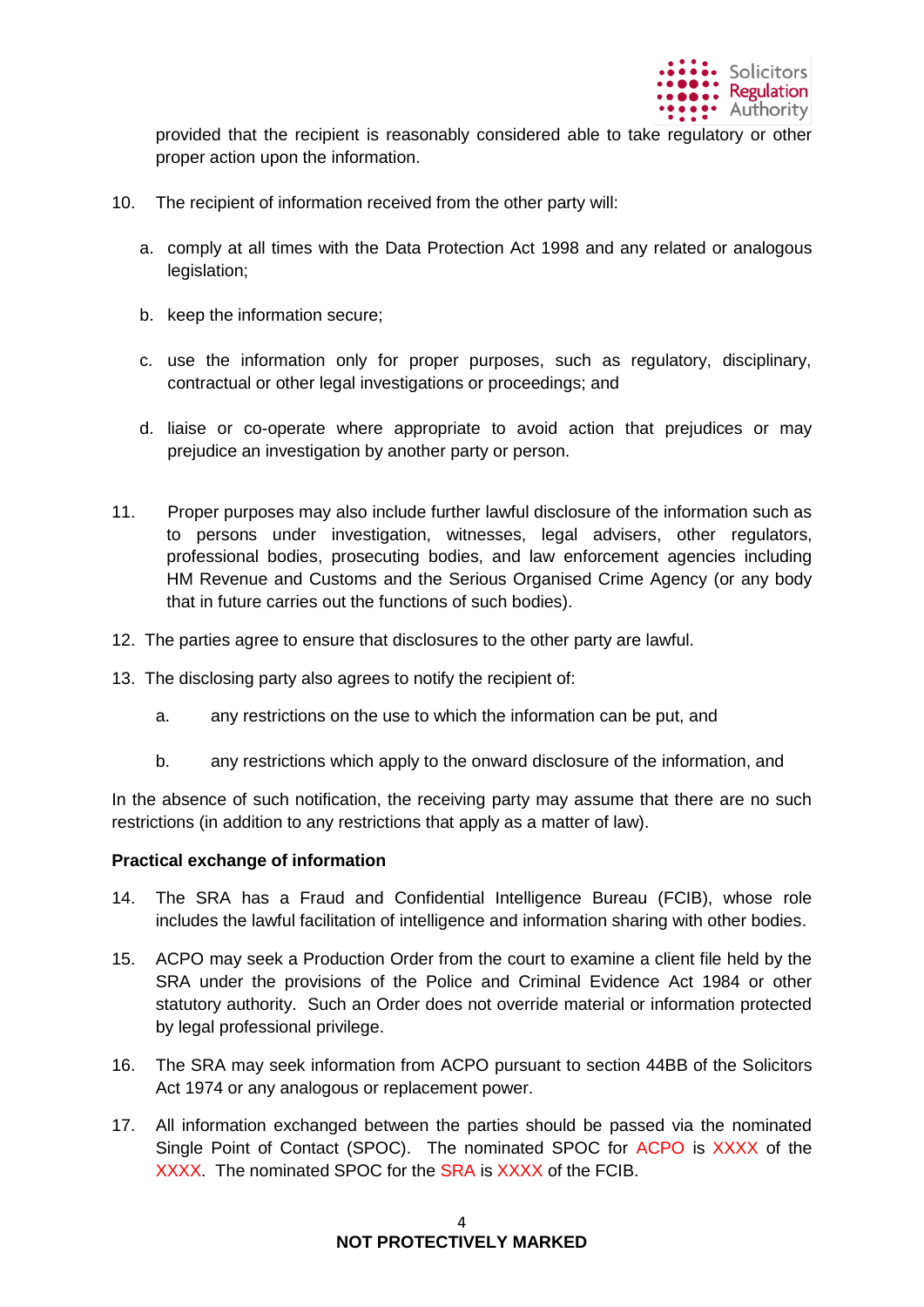provided that the recipient is reasonably considered able to take regulatory or other proper action upon the information.

10. The recipient of information received from the other party will:

    a. comply at all times with the Data Protection Act 1998 and any related or analogous legislation;

    b. keep the information secure;

    c. use the information only for proper purposes, such as regulatory, disciplinary, contractual or other legal investigations or proceedings; and

    d. liaise or co-operate where appropriate to avoid action that prejudices or may prejudice an investigation by another party or person.

11. Proper purposes may also include further lawful disclosure of the information such as to persons under investigation, witnesses, legal advisers, other regulators, professional bodies, prosecuting bodies, and law enforcement agencies including HM Revenue and Customs and the Serious Organised Crime Agency (or any body that in future carries out the functions of such bodies).

12. The parties agree to ensure that disclosures to the other party are lawful.

13. The disclosing party also agrees to notify the recipient of:

    a. any restrictions on the use to which the information can be put, and

    b. any restrictions which apply to the onward disclosure of the information, and

In the absence of such notification, the receiving party may assume that there are no such restrictions (in addition to any restrictions that apply as a matter of law).

**Practical exchange of information**

14. The SRA has a Fraud and Confidential Intelligence Bureau (FCIB), whose role includes the lawful facilitation of intelligence and information sharing with other bodies.

15. ACPO may seek a Production Order from the court to examine a client file held by the SRA under the provisions of the Police and Criminal Evidence Act 1984 or other statutory authority. Such an Order does not override material or information protected by legal professional privilege.

16. The SRA may seek information from ACPO pursuant to section 44BB of the Solicitors Act 1974 or any analogous or replacement power.

17. All information exchanged between the parties should be passed via the nominated Single Point of Contact (SPOC). The nominated SPOC for ACPO is XXXX of the XXXX. The nominated SPOC for the SRA is XXXX of the FCIB.

**NOT PROTECTIVELY MARKED**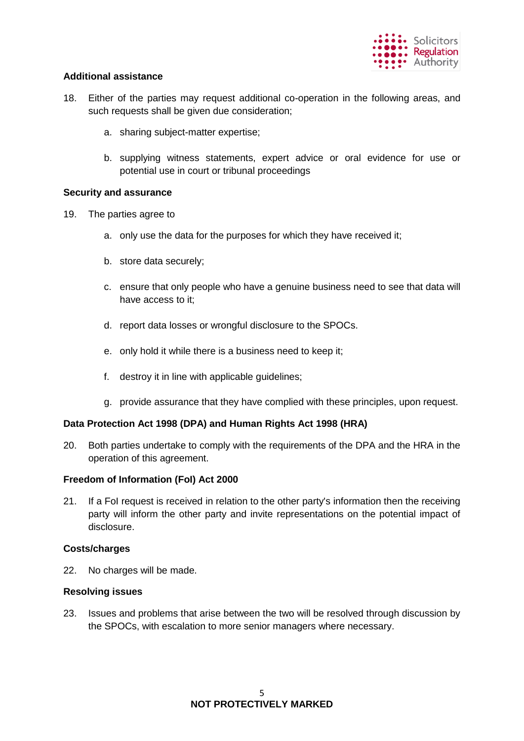**Additional assistance**

18. Either of the parties may request additional co-operation in the following areas, and such requests shall be given due consideration;

    a. sharing subject-matter expertise;

    b. supplying witness statements, expert advice or oral evidence for use or potential use in court or tribunal proceedings

**Security and assurance**

19. The parties agree to

    a. only use the data for the purposes for which they have received it;

    b. store data securely;

    c. ensure that only people who have a genuine business need to see that data will have access to it;

    d. report data losses or wrongful disclosure to the SPOCs.

    e. only hold it while there is a business need to keep it;

    f. destroy it in line with applicable guidelines;

    g. provide assurance that they have complied with these principles, upon request.

**Data Protection Act 1998 (DPA) and Human Rights Act 1998 (HRA)**

20. Both parties undertake to comply with the requirements of the DPA and the HRA in the operation of this agreement.

**Freedom of Information (FoI) Act 2000**

21. If a FoI request is received in relation to the other party's information then the receiving party will inform the other party and invite representations on the potential impact of disclosure.

**Costs/charges**

22. No charges will be made.

**Resolving issues**

23. Issues and problems that arise between the two will be resolved through discussion by the SPOCs, with escalation to more senior managers where necessary.

**NOT PROTECTIVELY MARKED**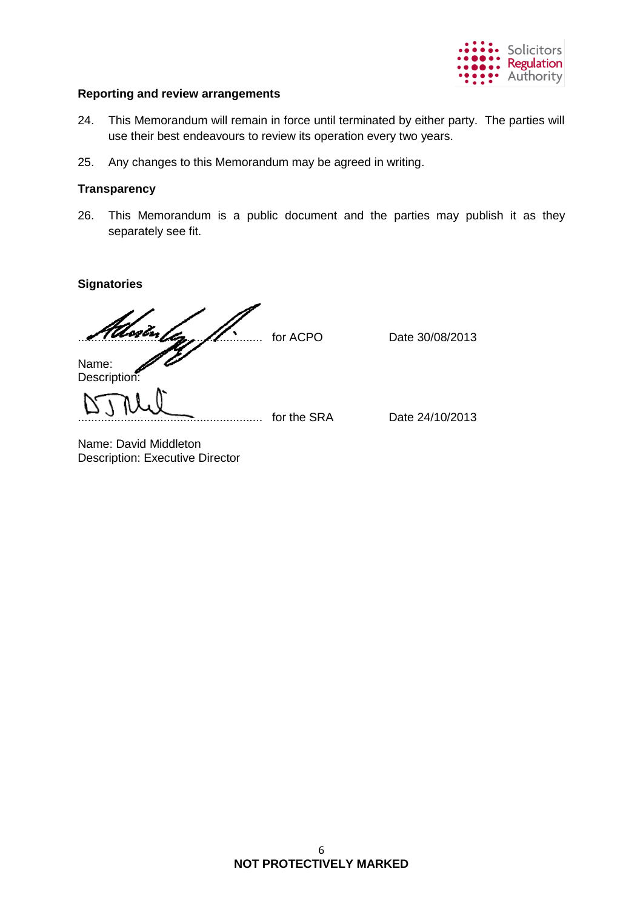**Reporting and review arrangements**

24. This Memorandum will remain in force until terminated by either party. The parties will use their best endeavours to review its operation every two years.

25. Any changes to this Memorandum may be agreed in writing.

**Transparency**

26. This Memorandum is a public document and the parties may publish it as they separately see fit.

**Signatories**

........................................................ for ACPO Date 30/08/2013

Name:
Description:

........................................................ for the SRA Date 24/10/2013

Name: David Middleton
Description: Executive Director

**NOT PROTECTIVELY MARKED**